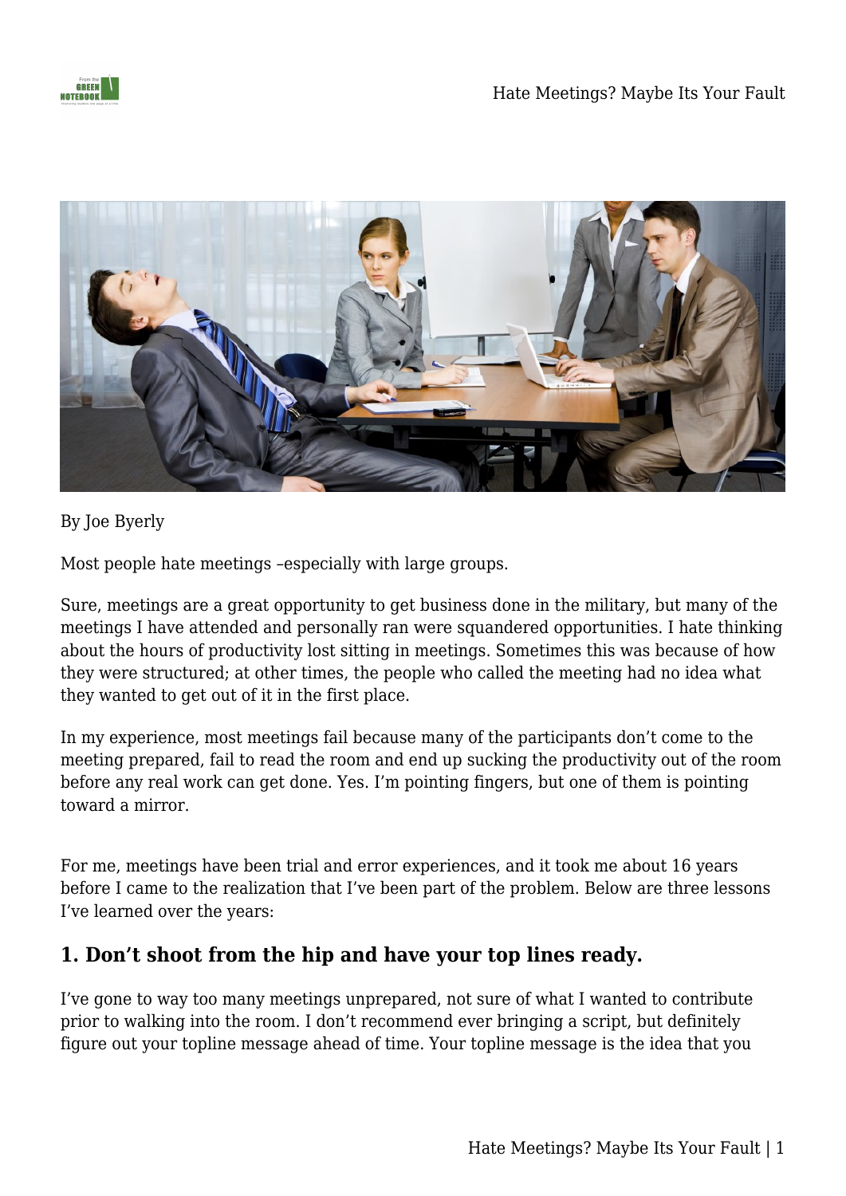By Joe Byerly

Most people hate meetings –especially with large groups.

Sure, meetings are a great opportunity to get business done in the military, but many of the meetings I have attended and personally ran were squandered opportunities. I hate thinking about the hours of productivity lost sitting in meetings. Sometimes this was because of how they were structured; at other times, the people who called the meeting had no idea what they wanted to get out of it in the first place.

In my experience, most meetings fail because many of the participants don't come to the meeting prepared, fail to read the room and end up sucking the productivity out of the room before any real work can get done. Yes. I'm pointing fingers, but one of them is pointing toward a mirror.

For me, meetings have been trial and error experiences, and it took me about 16 years before I came to the realization that I've been part of the problem. Below are three lessons I've learned over the years:

### 1. Don't shoot from the hip and have your top lines ready.

I've gone to way too many meetings unprepared, not sure of what I wanted to contribute prior to walking into the room. I don't recommend ever bringing a script, but definitely figure out your topline message ahead of time. Your topline message is the idea that you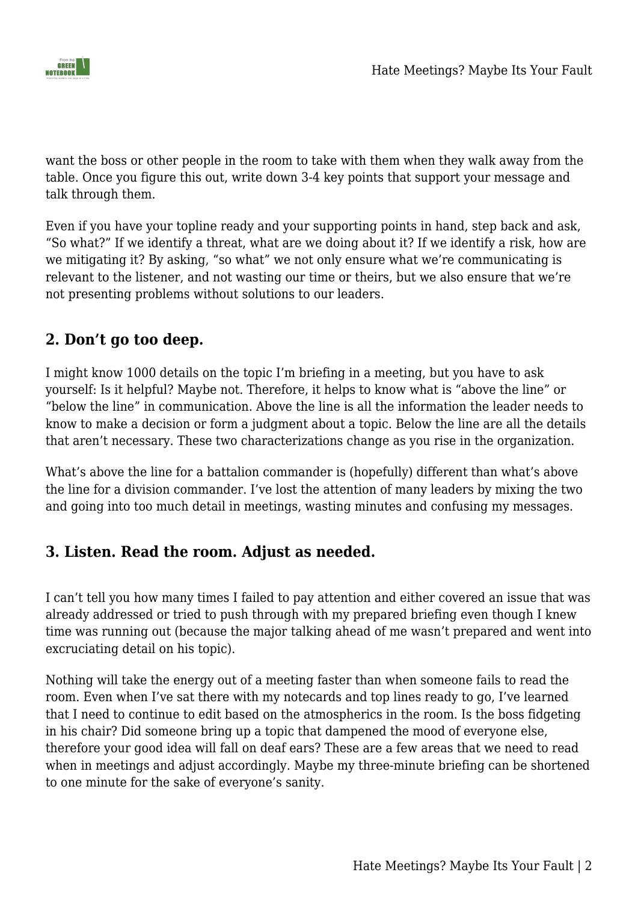want the boss or other people in the room to take with them when they walk away from the table. Once you figure this out, write down 3-4 key points that support your message and talk through them.

Even if you have your topline ready and your supporting points in hand, step back and ask, “So what?” If we identify a threat, what are we doing about it? If we identify a risk, how are we mitigating it? By asking, “so what” we not only ensure what we’re communicating is relevant to the listener, and not wasting our time or theirs, but we also ensure that we’re not presenting problems without solutions to our leaders.

## 2. Don’t go too deep.

I might know 1000 details on the topic I’m briefing in a meeting, but you have to ask yourself: Is it helpful? Maybe not. Therefore, it helps to know what is “above the line” or “below the line” in communication. Above the line is all the information the leader needs to know to make a decision or form a judgment about a topic. Below the line are all the details that aren’t necessary. These two characterizations change as you rise in the organization.

What’s above the line for a battalion commander is (hopefully) different than what’s above the line for a division commander. I’ve lost the attention of many leaders by mixing the two and going into too much detail in meetings, wasting minutes and confusing my messages.

## 3. Listen. Read the room. Adjust as needed.

I can’t tell you how many times I failed to pay attention and either covered an issue that was already addressed or tried to push through with my prepared briefing even though I knew time was running out (because the major talking ahead of me wasn’t prepared and went into excruciating detail on his topic).

Nothing will take the energy out of a meeting faster than when someone fails to read the room. Even when I’ve sat there with my notecards and top lines ready to go, I’ve learned that I need to continue to edit based on the atmospherics in the room. Is the boss fidgeting in his chair? Did someone bring up a topic that dampened the mood of everyone else, therefore your good idea will fall on deaf ears? These are a few areas that we need to read when in meetings and adjust accordingly. Maybe my three-minute briefing can be shortened to one minute for the sake of everyone’s sanity.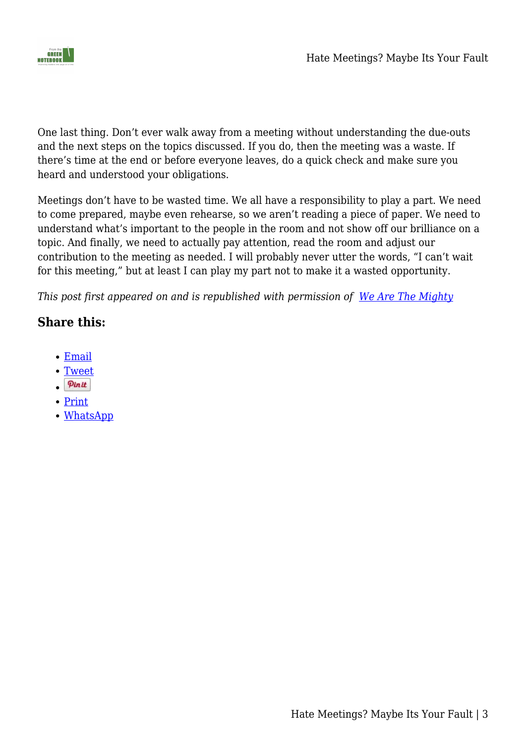One last thing. Don't ever walk away from a meeting without understanding the due-outs and the next steps on the topics discussed. If you do, then the meeting was a waste. If there's time at the end or before everyone leaves, do a quick check and make sure you heard and understood your obligations.

Meetings don't have to be wasted time. We all have a responsibility to play a part. We need to come prepared, maybe even rehearse, so we aren't reading a piece of paper. We need to understand what's important to the people in the room and not show off our brilliance on a topic. And finally, we need to actually pay attention, read the room and adjust our contribution to the meeting as needed. I will probably never utter the words, "I can't wait for this meeting," but at least I can play my part not to make it a wasted opportunity.

*This post first appeared on and is republished with permission of* *We Are The Mighty*

## Share this:

- Email
- Tweet
- Pin it
- Print
- WhatsApp